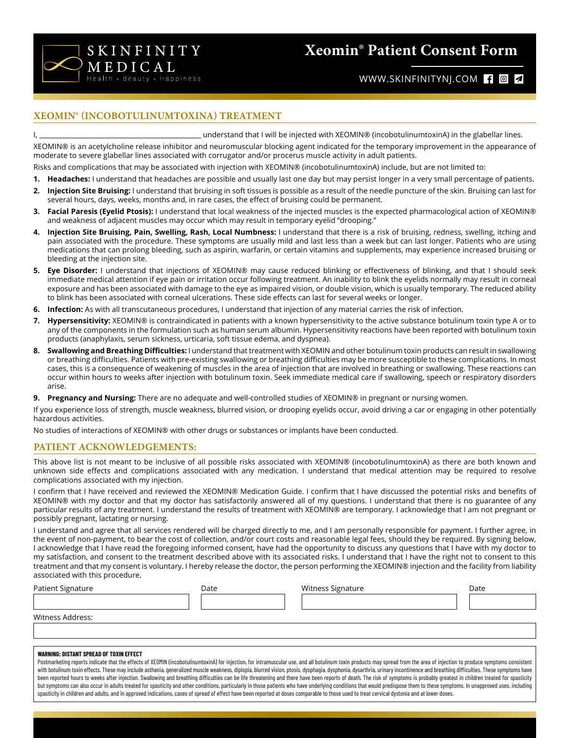SKINFINITY MEDICAL
Health - Beauty - Happiness

# Xeomin® Patient Consent Form

WWW.SKINFINITYNJ.COM

## XEOMIN® (INCOBOTULINUMTOXINA) TREATMENT

I, ________________________________________ understand that I will be injected with XEOMIN® (incobotulinumtoxinA) in the glabellar lines.

XEOMIN® is an acetylcholine release inhibitor and neuromuscular blocking agent indicated for the temporary improvement in the appearance of moderate to severe glabellar lines associated with corrugator and/or procerus muscle activity in adult patients.

Risks and complications that may be associated with injection with XEOMIN® (incobotulinumtoxinA) include, but are not limited to:

1. **Headaches:** I understand that headaches are possible and usually last one day but may persist longer in a very small percentage of patients.
2. **Injection Site Bruising:** I understand that bruising in soft tissues is possible as a result of the needle puncture of the skin. Bruising can last for several hours, days, weeks, months and, in rare cases, the effect of bruising could be permanent.
3. **Facial Paresis (Eyelid Ptosis):** I understand that local weakness of the injected muscles is the expected pharmacological action of XEOMIN® and weakness of adjacent muscles may occur which may result in temporary eyelid "drooping."
4. **Injection Site Bruising, Pain, Swelling, Rash, Local Numbness:** I understand that there is a risk of bruising, redness, swelling, itching and pain associated with the procedure. These symptoms are usually mild and last less than a week but can last longer. Patients who are using medications that can prolong bleeding, such as aspirin, warfarin, or certain vitamins and supplements, may experience increased bruising or bleeding at the injection site.
5. **Eye Disorder:** I understand that injections of XEOMIN® may cause reduced blinking or effectiveness of blinking, and that I should seek immediate medical attention if eye pain or irritation occur following treatment. An inability to blink the eyelids normally may result in corneal exposure and has been associated with damage to the eye as impaired vision, or double vision, which is usually temporary. The reduced ability to blink has been associated with corneal ulcerations. These side effects can last for several weeks or longer.
6. **Infection:** As with all transcutaneous procedures, I understand that injection of any material carries the risk of infection.
7. **Hypersensitivity:** XEOMIN® is contraindicated in patients with a known hypersensitivity to the active substance botulinum toxin type A or to any of the components in the formulation such as human serum albumin. Hypersensitivity reactions have been reported with botulinum toxin products (anaphylaxis, serum sickness, urticaria, soft tissue edema, and dyspnea).
8. **Swallowing and Breathing Difficulties:** I understand that treatment with XEOMIN and other botulinum toxin products can result in swallowing or breathing difficulties. Patients with pre-existing swallowing or breathing difficulties may be more susceptible to these complications. In most cases, this is a consequence of weakening of muscles in the area of injection that are involved in breathing or swallowing. These reactions can occur within hours to weeks after injection with botulinum toxin. Seek immediate medical care if swallowing, speech or respiratory disorders arise.
9. **Pregnancy and Nursing:** There are no adequate and well-controlled studies of XEOMIN® in pregnant or nursing women.

If you experience loss of strength, muscle weakness, blurred vision, or drooping eyelids occur, avoid driving a car or engaging in other potentially hazardous activities.

No studies of interactions of XEOMIN® with other drugs or substances or implants have been conducted.

## PATIENT ACKNOWLEDGEMENTS:

This above list is not meant to be inclusive of all possible risks associated with XEOMIN® (incobotulinumtoxinA) as there are both known and unknown side effects and complications associated with any medication. I understand that medical attention may be required to resolve complications associated with my injection.

I confirm that I have received and reviewed the XEOMIN® Medication Guide. I confirm that I have discussed the potential risks and benefits of XEOMIN® with my doctor and that my doctor has satisfactorily answered all of my questions. I understand that there is no guarantee of any particular results of any treatment. I understand the results of treatment with XEOMIN® are temporary. I acknowledge that I am not pregnant or possibly pregnant, lactating or nursing.

I understand and agree that all services rendered will be charged directly to me, and I am personally responsible for payment. I further agree, in the event of non-payment, to bear the cost of collection, and/or court costs and reasonable legal fees, should they be required. By signing below, I acknowledge that I have read the foregoing informed consent, have had the opportunity to discuss any questions that I have with my doctor to my satisfaction, and consent to the treatment described above with its associated risks. I understand that I have the right not to consent to this treatment and that my consent is voluntary. I hereby release the doctor, the person performing the XEOMIN® injection and the facility from liability associated with this procedure.

| Patient Signature | Date | Witness Signature | Date |
|---|---|---|---|
| | | | |

Witness Address:

______________________________________________

**WARNING: DISTANT SPREAD OF TOXIN EFFECT**

Postmarketing reports indicate that the effects of XEOMIN (incobotulinumtoxinA) for injection, for intramuscular use, and all botulinum toxin products may spread from the area of injection to produce symptoms consistent with botulinum toxin effects. These may include asthenia, generalized muscle weakness, diplopia, blurred vision, ptosis, dysphagia, dysphonia, dysarthria, urinary incontinence and breathing difficulties. These symptoms have been reported hours to weeks after injection. Swallowing and breathing difficulties can be life threatening and there have been reports of death. The risk of symptoms is probably greatest in children treated for spasticity but symptoms can also occur in adults treated for spasticity and other conditions, particularly in those patients who have underlying conditions that would predispose them to these symptoms. In unapproved uses, including spasticity in children and adults, and in approved indications, cases of spread of effect have been reported at doses comparable to those used to treat cervical dystonia and at lower doses.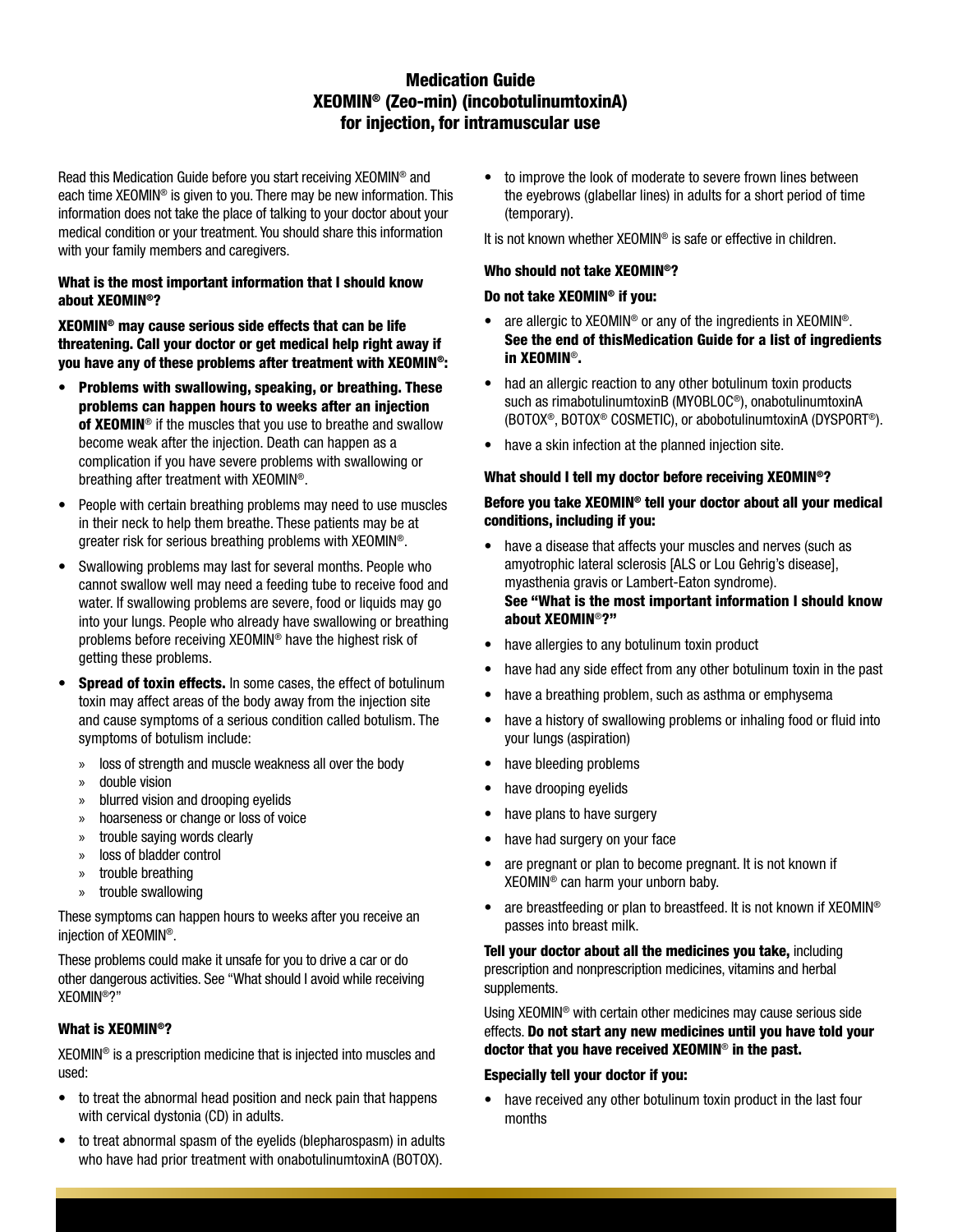# Medication Guide
# XEOMIN® (Zeo-min) (incobotulinumtoxinA) for injection, for intramuscular use

Read this Medication Guide before you start receiving XEOMIN® and each time XEOMIN® is given to you. There may be new information. This information does not take the place of talking to your doctor about your medical condition or your treatment. You should share this information with your family members and caregivers.

### What is the most important information that I should know about XEOMIN®?

**XEOMIN® may cause serious side effects that can be life threatening. Call your doctor or get medical help right away if you have any of these problems after treatment with XEOMIN®:**

- **Problems with swallowing, speaking, or breathing. These problems can happen hours to weeks after an injection of XEOMIN®** if the muscles that you use to breathe and swallow become weak after the injection. Death can happen as a complication if you have severe problems with swallowing or breathing after treatment with XEOMIN®.
- People with certain breathing problems may need to use muscles in their neck to help them breathe. These patients may be at greater risk for serious breathing problems with XEOMIN®.
- Swallowing problems may last for several months. People who cannot swallow well may need a feeding tube to receive food and water. If swallowing problems are severe, food or liquids may go into your lungs. People who already have swallowing or breathing problems before receiving XEOMIN® have the highest risk of getting these problems.
- **Spread of toxin effects.** In some cases, the effect of botulinum toxin may affect areas of the body away from the injection site and cause symptoms of a serious condition called botulism. The symptoms of botulism include:
  - loss of strength and muscle weakness all over the body
  - double vision
  - blurred vision and drooping eyelids
  - hoarseness or change or loss of voice
  - trouble saying words clearly
  - loss of bladder control
  - trouble breathing
  - trouble swallowing

These symptoms can happen hours to weeks after you receive an injection of XEOMIN®.

These problems could make it unsafe for you to drive a car or do other dangerous activities. See "What should I avoid while receiving XEOMIN®?"

### What is XEOMIN®?

XEOMIN® is a prescription medicine that is injected into muscles and used:

- to treat the abnormal head position and neck pain that happens with cervical dystonia (CD) in adults.
- to treat abnormal spasm of the eyelids (blepharospasm) in adults who have had prior treatment with onabotulinumtoxinA (BOTOX).
- to improve the look of moderate to severe frown lines between the eyebrows (glabellar lines) in adults for a short period of time (temporary).

It is not known whether XEOMIN® is safe or effective in children.

### Who should not take XEOMIN®?

**Do not take XEOMIN® if you:**

- are allergic to XEOMIN® or any of the ingredients in XEOMIN®. **See the end of thisMedication Guide for a list of ingredients in XEOMIN®.**
- had an allergic reaction to any other botulinum toxin products such as rimabotulinumtoxinB (MYOBLOC®), onabotulinumtoxinA (BOTOX®, BOTOX® COSMETIC), or abobotulinumtoxinA (DYSPORT®).
- have a skin infection at the planned injection site.

### What should I tell my doctor before receiving XEOMIN®?

**Before you take XEOMIN® tell your doctor about all your medical conditions, including if you:**

- have a disease that affects your muscles and nerves (such as amyotrophic lateral sclerosis [ALS or Lou Gehrig's disease], myasthenia gravis or Lambert-Eaton syndrome). **See "What is the most important information I should know about XEOMIN®?"**
- have allergies to any botulinum toxin product
- have had any side effect from any other botulinum toxin in the past
- have a breathing problem, such as asthma or emphysema
- have a history of swallowing problems or inhaling food or fluid into your lungs (aspiration)
- have bleeding problems
- have drooping eyelids
- have plans to have surgery
- have had surgery on your face
- are pregnant or plan to become pregnant. It is not known if XEOMIN® can harm your unborn baby.
- are breastfeeding or plan to breastfeed. It is not known if XEOMIN® passes into breast milk.

**Tell your doctor about all the medicines you take,** including prescription and nonprescription medicines, vitamins and herbal supplements.

Using XEOMIN® with certain other medicines may cause serious side effects. **Do not start any new medicines until you have told your doctor that you have received XEOMIN® in the past.**

**Especially tell your doctor if you:**

- have received any other botulinum toxin product in the last four months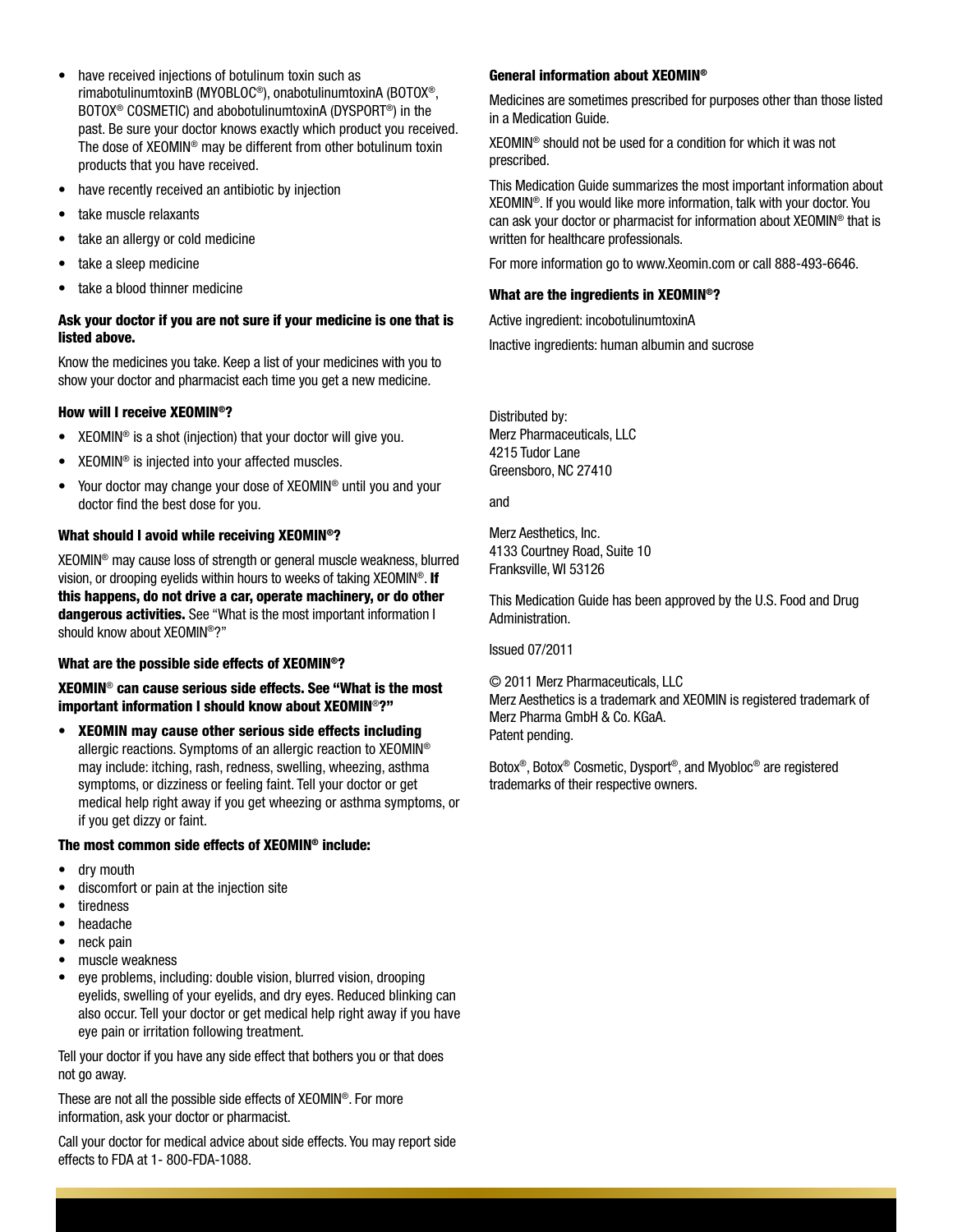- have received injections of botulinum toxin such as rimabotulinumtoxinB (MYOBLOC®), onabotulinumtoxinA (BOTOX®, BOTOX® COSMETIC) and abobotulinumtoxinA (DYSPORT®) in the past. Be sure your doctor knows exactly which product you received. The dose of XEOMIN® may be different from other botulinum toxin products that you have received.
- have recently received an antibiotic by injection
- take muscle relaxants
- take an allergy or cold medicine
- take a sleep medicine
- take a blood thinner medicine

**Ask your doctor if you are not sure if your medicine is one that is listed above.**

Know the medicines you take. Keep a list of your medicines with you to show your doctor and pharmacist each time you get a new medicine.

**How will I receive XEOMIN®?**

- XEOMIN® is a shot (injection) that your doctor will give you.
- XEOMIN® is injected into your affected muscles.
- Your doctor may change your dose of XEOMIN® until you and your doctor find the best dose for you.

**What should I avoid while receiving XEOMIN®?**

XEOMIN® may cause loss of strength or general muscle weakness, blurred vision, or drooping eyelids within hours to weeks of taking XEOMIN®. **If this happens, do not drive a car, operate machinery, or do other dangerous activities.** See "What is the most important information I should know about XEOMIN®?"

**What are the possible side effects of XEOMIN®?**

**XEOMIN® can cause serious side effects. See "What is the most important information I should know about XEOMIN®?"**

- **XEOMIN may cause other serious side effects including** allergic reactions. Symptoms of an allergic reaction to XEOMIN® may include: itching, rash, redness, swelling, wheezing, asthma symptoms, or dizziness or feeling faint. Tell your doctor or get medical help right away if you get wheezing or asthma symptoms, or if you get dizzy or faint.

**The most common side effects of XEOMIN® include:**

- dry mouth
- discomfort or pain at the injection site
- tiredness
- headache
- neck pain
- muscle weakness
- eye problems, including: double vision, blurred vision, drooping eyelids, swelling of your eyelids, and dry eyes. Reduced blinking can also occur. Tell your doctor or get medical help right away if you have eye pain or irritation following treatment.

Tell your doctor if you have any side effect that bothers you or that does not go away.

These are not all the possible side effects of XEOMIN®. For more information, ask your doctor or pharmacist.

Call your doctor for medical advice about side effects. You may report side effects to FDA at 1- 800-FDA-1088.

**General information about XEOMIN®**

Medicines are sometimes prescribed for purposes other than those listed in a Medication Guide.

XEOMIN® should not be used for a condition for which it was not prescribed.

This Medication Guide summarizes the most important information about XEOMIN®. If you would like more information, talk with your doctor. You can ask your doctor or pharmacist for information about XEOMIN® that is written for healthcare professionals.

For more information go to www.Xeomin.com or call 888-493-6646.

**What are the ingredients in XEOMIN®?**

Active ingredient: incobotulinumtoxinA

Inactive ingredients: human albumin and sucrose

Distributed by:
Merz Pharmaceuticals, LLC
4215 Tudor Lane
Greensboro, NC 27410

and

Merz Aesthetics, Inc.
4133 Courtney Road, Suite 10
Franksville, WI 53126

This Medication Guide has been approved by the U.S. Food and Drug Administration.

Issued 07/2011

© 2011 Merz Pharmaceuticals, LLC
Merz Aesthetics is a trademark and XEOMIN is registered trademark of Merz Pharma GmbH & Co. KGaA.
Patent pending.

Botox®, Botox® Cosmetic, Dysport®, and Myobloc® are registered trademarks of their respective owners.